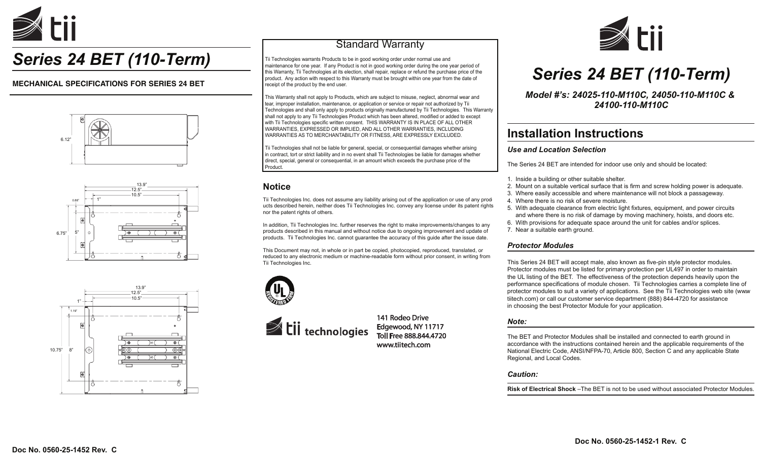# Series 24 BET (110-Term)

## MECHANICAL SPECIFICATIONS FOR SERIES 24 BET

6.12"

13.9"
12.5"
10.5"
0.88"
1"
6.75"
5"

13.9"
12.5"
10.5"
1"
1.19"
10.75"
8"

Doc No. 0560-25-1452 Rev. C

## Standard Warranty

Tii Technologies warrants Products to be in good working order under normal use and maintenance for one year. If any Product is not in good working order during the one year period of this Warranty, Tii Technologies at its election, shall repair, replace or refund the purchase price of the product. Any action with respect to this Warranty must be brought within one year from the date of receipt of the product by the end user.

This Warranty shall not apply to Products, which are subject to misuse, neglect, abnormal wear and tear, improper installation, maintenance, or application or service or repair not authorized by Tii Technologies and shall only apply to products originally manufactured by Tii Technologies. This Warranty shall not apply to any Tii Technologies Product which has been altered, modified or added to except with Tii Technologies specific written consent. THIS WARRANTY IS IN PLACE OF ALL OTHER WARRANTIES, EXPRESSED OR IMPLIED, AND ALL OTHER WARRANTIES, INCLUDING WARRANTIES AS TO MERCHANTABILITY OR FITNESS, ARE EXPRESSLY EXCLUDED.

Tii Technologies shall not be liable for general, special, or consequential damages whether arising in contract, tort or strict liability and in no event shall Tii Technologies be liable for damages whether direct, special, general or consequential, in an amount which exceeds the purchase price of the Product.

## Notice

Tii Technologies Inc. does not assume any liability arising out of the application or use of any products described herein, neither does Tii Technologies Inc. convey any license under its patent rights nor the patent rights of others.

In addition, Tii Technologies Inc. further reserves the right to make improvements/changes to any products described in this manual and without notice due to ongoing improvement and update of products. Tii Technologies Inc. cannot guarantee the accuracy of this guide after the issue date.

This Document may not, in whole or in part be copied, photocopied, reproduced, translated, or reduced to any electronic medium or machine-readable form without prior consent, in writing from Tii Technologies Inc.

UL REGISTERED FIRM

tii technologies

141 Rodeo Drive
Edgewood, NY 11717
Toll Free 888.844.4720
www.tiitech.com

# Series 24 BET (110-Term)

***Model #'s: 24025-110-M110C, 24050-110-M110C & 24100-110-M110C***

## Installation Instructions

### *Use and Location Selection*

The Series 24 BET are intended for indoor use only and should be located:

1. Inside a building or other suitable shelter.
2. Mount on a suitable vertical surface that is firm and screw holding power is adequate.
3. Where easily accessible and where maintenance will not block a passageway.
4. Where there is no risk of severe moisture.
5. With adequate clearance from electric light fixtures, equipment, and power circuits and where there is no risk of damage by moving machinery, hoists, and doors etc.
6. With provisions for adequate space around the unit for cables and/or splices.
7. Near a suitable earth ground.

### *Protector Modules*

This Series 24 BET will accept male, also known as five-pin style protector modules. Protector modules must be listed for primary protection per UL497 in order to maintain the UL listing of the BET. The effectiveness of the protection depends heavily upon the performance specifications of module chosen. Tii Technologies carries a complete line of protector modules to suit a variety of applications. See the Tii Technologies web site (www tiitech.com) or call our customer service department (888) 844-4720 for assistance in choosing the best Protector Module for your application.

### *Note:*

The BET and Protector Modules shall be installed and connected to earth ground in accordance with the instructions contained herein and the applicable requirements of the National Electric Code, ANSI/NFPA-70, Article 800, Section C and any applicable State Regional, and Local Codes.

### *Caution:*

**Risk of Electrical Shock** –The BET is not to be used without associated Protector Modules.

Doc No. 0560-25-1452-1 Rev. C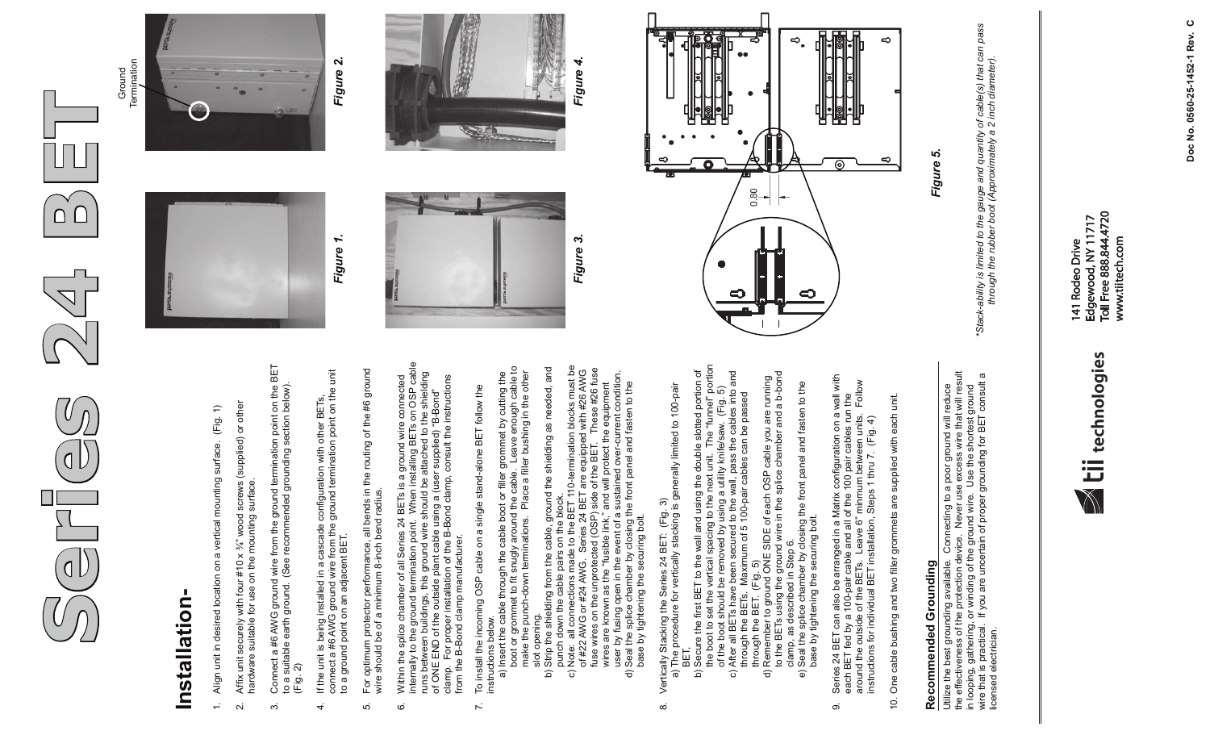# Series 24 BET

## Installation-

1. Align unit in desired location on a vertical mounting surface. (Fig. 1)
2. Affix unit securely with four #10 x ¾" wood screws (supplied) or other hardware suitable for use on the mounting surface.
3. Connect a #6 AWG ground wire from the ground termination point on the BET to a suitable earth ground. (See recommended grounding section below). (Fig. 2)
4. If the unit is being installed in a cascade configuration with other BETs, connect a #6 AWG ground wire from the ground termination point on the unit to a ground point on an adjacent BET.
5. For optimum protector performance, all bends in the routing of the #6 ground wire should be of a minimum 8-inch bend radius.
6. Within the splice chamber of all Series 24 BETs is a ground wire connected internally to the ground termination point. When installing BETs on OSP cable runs between buildings, this ground wire should be attached to the shielding of ONE END of the outside plant cable using a (user supplied) "B-Bond" clamp. For proper installation of the B-Bond clamp, consult the instructions from the B-Bond clamp manufacturer.
7. To install the incoming OSP cable on a single stand-alone BET follow the instructions below.
   a) Insert the cable through the cable boot or filler grommet by cutting the boot or grommet to fit snugly around the cable. Leave enough cable to make the punch-down terminations. Place a filler bushing in the other slot opening.
   b) Strip the shielding from the cable, ground the shielding as needed, and punch down the cable pairs on the block.
   c) Note: all connections made to the BET 110-termination blocks must be of #22 AWG or #24 AWG. Series 24 BET are equipped with #26 AWG fuse wires on the unprotected (OSP) side of the BET. These #26 fuse wires are known as the "fusible link," and will protect the equipment user by fusing open in the event of a sustained over-current condition.
   d) Seal the splice chamber by closing the front panel and fasten to the base by tightening the securing bolt.
8. Vertically Stacking the Series 24 BET: (Fig. 3)
   a) The procedure for vertically stacking is generally limited to 100-pair BET.
   b) Secure the first BET to the wall and using the double slotted portion of the boot to set the vertical spacing to the next unit. The "funnel" portion of the boot should be removed by using a utility knife/saw. (Fig. 5)
   c) After all BETs have been secured to the wall, pass the cables into and through the BETs. Maximum of 5 100-pair cables can be passed through the BET. (Fig. 5)
   d) Remember to ground ONE SIDE of each OSP cable you are running to the BETs using the ground wire in the splice chamber and a b-bond clamp, as described in Step 6.
   e) Seal the splice chamber by closing the front panel and fasten to the base by tightening the securing bolt.
9. Series 24 BET can also be arranged in a Matrix configuration on a wall with each BET fed by a 100-pair cable and all of the 100 pair cables run the around the outside of the BETs. Leave 6" minimum between units. Follow instructions for individual BET installation, Steps 1 thru 7. (Fig. 4)
10. One cable bushing and two filler grommets are supplied with each unit.

### Recommended Grounding

Utilize the best grounding available. Connecting to a poor ground will reduce the effectiveness of the protection device. Never use excess wire that will result in looping, gathering, or winding of the ground wire. Use the shortest ground wire that is practical. If you are uncertain of proper grounding for BET consult a licensed electrician.

*Figure 1.*

Ground Termination

*Figure 2.*

*Figure 3.*

*Figure 4.*

0.80

*Figure 5.*

*Stack-ability is limited to the gauge and quantity of cable(s) that can pass through the rubber boot (Approximately a 2 inch diameter).

tii technologies

141 Rodeo Drive
Edgewood, NY 11717
Toll Free 888.844.4720
www.tiitech.com

Doc No. 0560-25-1452-1 Rev. C